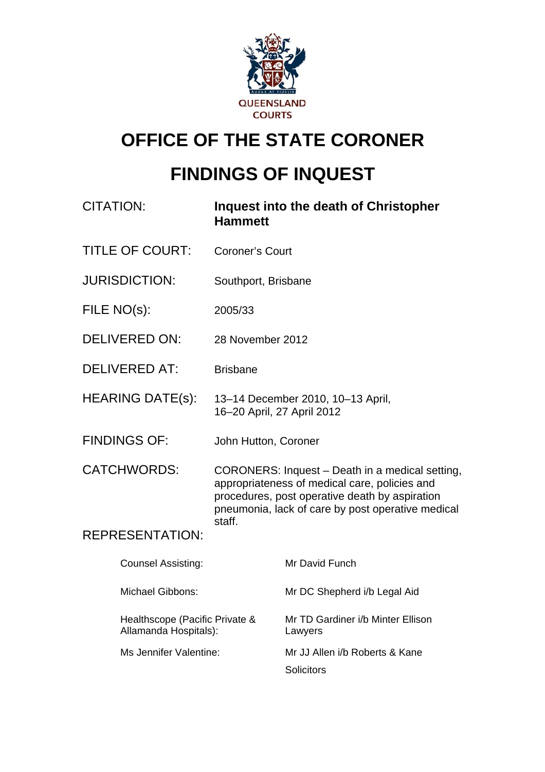QUEENSLAND COURTS

# OFFICE OF THE STATE CORONER

# FINDINGS OF INQUEST

| | |
|---|---|
| CITATION: | **Inquest into the death of Christopher Hammett** |
| TITLE OF COURT: | Coroner's Court |
| JURISDICTION: | Southport, Brisbane |
| FILE NO(s): | 2005/33 |
| DELIVERED ON: | 28 November 2012 |
| DELIVERED AT: | Brisbane |
| HEARING DATE(s): | 13–14 December 2010, 10–13 April, 16–20 April, 27 April 2012 |
| FINDINGS OF: | John Hutton, Coroner |
| CATCHWORDS: | CORONERS: Inquest – Death in a medical setting, appropriateness of medical care, policies and procedures, post operative death by aspiration pneumonia, lack of care by post operative medical staff. |

REPRESENTATION:

| | |
|---|---|
| Counsel Assisting: | Mr David Funch |
| Michael Gibbons: | Mr DC Shepherd i/b Legal Aid |
| Healthscope (Pacific Private & Allamanda Hospitals): | Mr TD Gardiner i/b Minter Ellison Lawyers |
| Ms Jennifer Valentine: | Mr JJ Allen i/b Roberts & Kane Solicitors |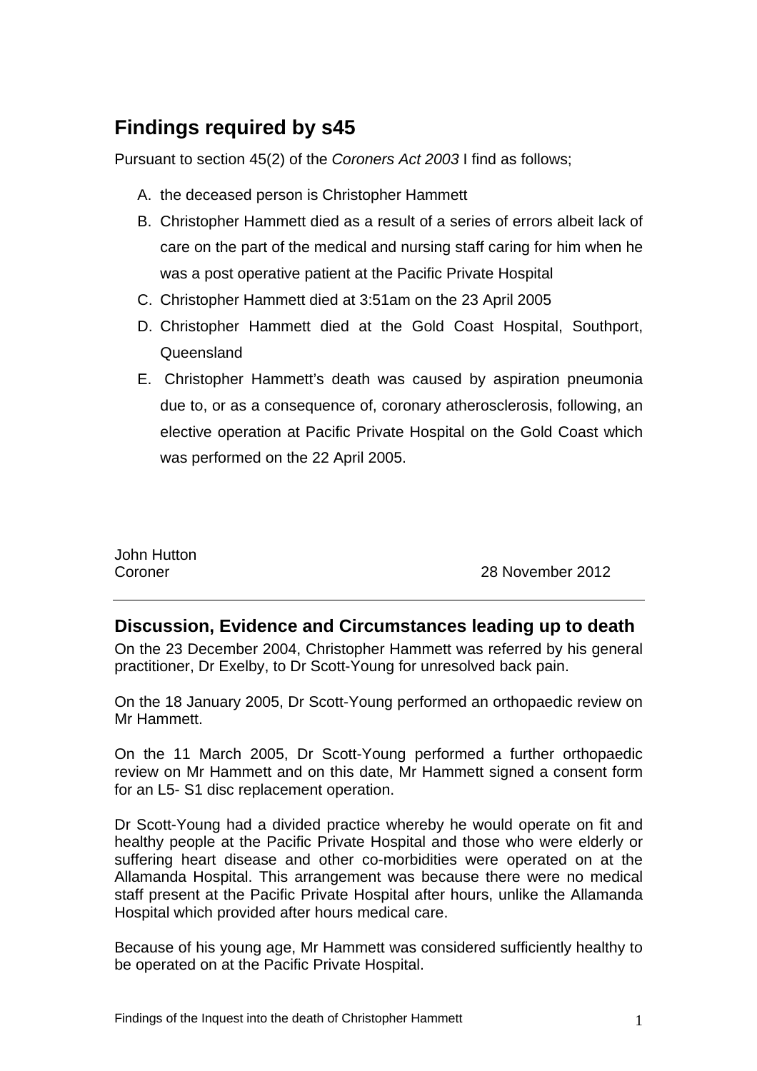## Findings required by s45

Pursuant to section 45(2) of the *Coroners Act 2003* I find as follows;

A. the deceased person is Christopher Hammett

B. Christopher Hammett died as a result of a series of errors albeit lack of care on the part of the medical and nursing staff caring for him when he was a post operative patient at the Pacific Private Hospital

C. Christopher Hammett died at 3:51am on the 23 April 2005

D. Christopher Hammett died at the Gold Coast Hospital, Southport, Queensland

E. Christopher Hammett's death was caused by aspiration pneumonia due to, or as a consequence of, coronary atherosclerosis, following, an elective operation at Pacific Private Hospital on the Gold Coast which was performed on the 22 April 2005.

John Hutton
Coroner
28 November 2012

---

## Discussion, Evidence and Circumstances leading up to death

On the 23 December 2004, Christopher Hammett was referred by his general practitioner, Dr Exelby, to Dr Scott-Young for unresolved back pain.

On the 18 January 2005, Dr Scott-Young performed an orthopaedic review on Mr Hammett.

On the 11 March 2005, Dr Scott-Young performed a further orthopaedic review on Mr Hammett and on this date, Mr Hammett signed a consent form for an L5- S1 disc replacement operation.

Dr Scott-Young had a divided practice whereby he would operate on fit and healthy people at the Pacific Private Hospital and those who were elderly or suffering heart disease and other co-morbidities were operated on at the Allamanda Hospital. This arrangement was because there were no medical staff present at the Pacific Private Hospital after hours, unlike the Allamanda Hospital which provided after hours medical care.

Because of his young age, Mr Hammett was considered sufficiently healthy to be operated on at the Pacific Private Hospital.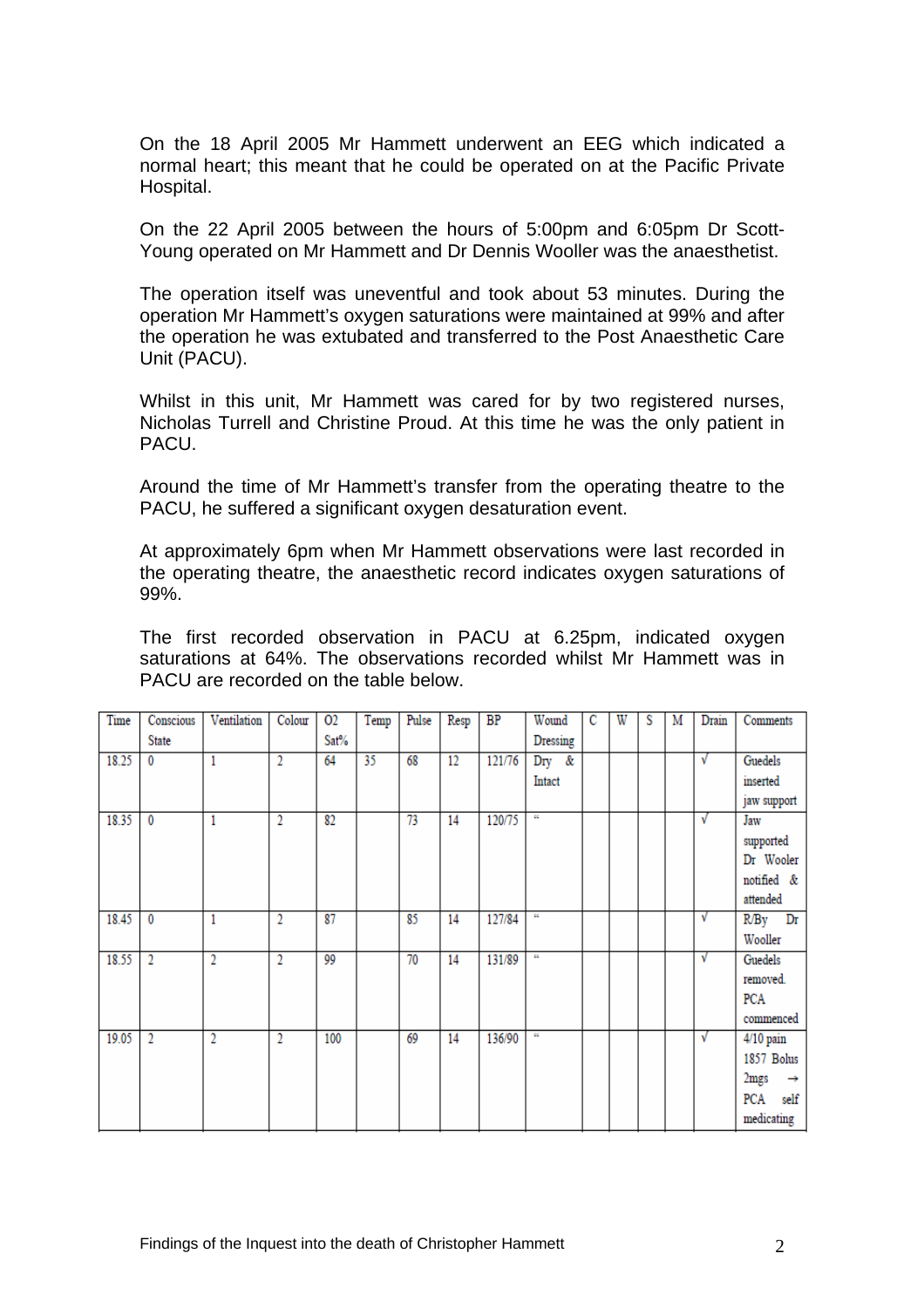On the 18 April 2005 Mr Hammett underwent an EEG which indicated a normal heart; this meant that he could be operated on at the Pacific Private Hospital.

On the 22 April 2005 between the hours of 5:00pm and 6:05pm Dr Scott-Young operated on Mr Hammett and Dr Dennis Wooller was the anaesthetist.

The operation itself was uneventful and took about 53 minutes. During the operation Mr Hammett's oxygen saturations were maintained at 99% and after the operation he was extubated and transferred to the Post Anaesthetic Care Unit (PACU).

Whilst in this unit, Mr Hammett was cared for by two registered nurses, Nicholas Turrell and Christine Proud. At this time he was the only patient in PACU.

Around the time of Mr Hammett's transfer from the operating theatre to the PACU, he suffered a significant oxygen desaturation event.

At approximately 6pm when Mr Hammett observations were last recorded in the operating theatre, the anaesthetic record indicates oxygen saturations of 99%.

The first recorded observation in PACU at 6.25pm, indicated oxygen saturations at 64%. The observations recorded whilst Mr Hammett was in PACU are recorded on the table below.

| Time | Conscious State | Ventilation | Colour | O2 Sat% | Temp | Pulse | Resp | BP | Wound Dressing | C | W | S | M | Drain | Comments |
|---|---|---|---|---|---|---|---|---|---|---|---|---|---|---|---|
| 18.25 | 0 | 1 | 2 | 64 | 35 | 68 | 12 | 121/76 | Dry & Intact | | | | | √ | Guedels inserted jaw support |
| 18.35 | 0 | 1 | 2 | 82 | | 73 | 14 | 120/75 | " | | | | | √ | Jaw supported Dr Wooler notified & attended |
| 18.45 | 0 | 1 | 2 | 87 | | 85 | 14 | 127/84 | " | | | | | √ | R/By Dr Wooller |
| 18.55 | 2 | 2 | 2 | 99 | | 70 | 14 | 131/89 | " | | | | | √ | Guedels removed. PCA commenced |
| 19.05 | 2 | 2 | 2 | 100 | | 69 | 14 | 136/90 | " | | | | | √ | 4/10 pain 1857 Bolus 2mgs → PCA self medicating |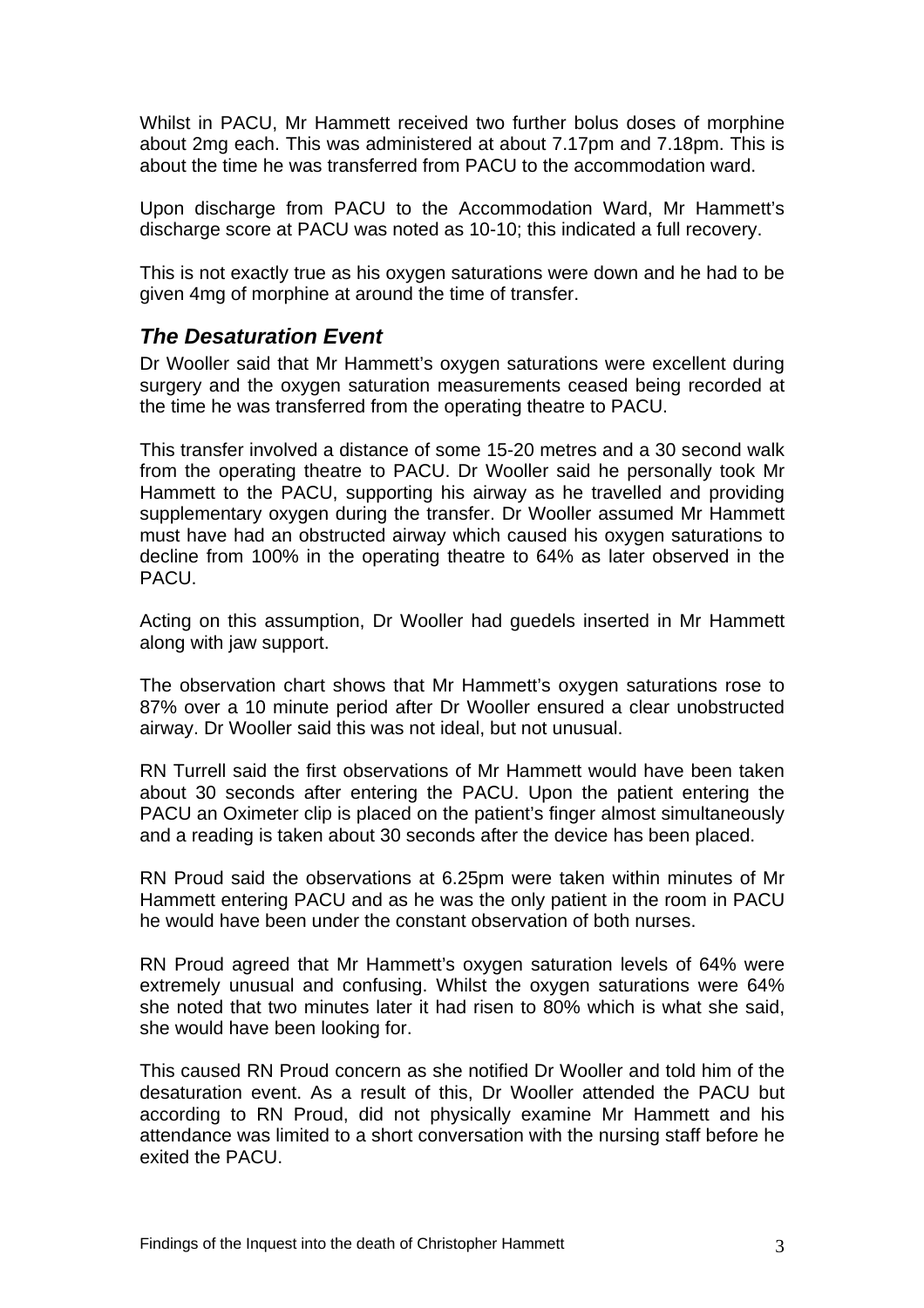Whilst in PACU, Mr Hammett received two further bolus doses of morphine about 2mg each. This was administered at about 7.17pm and 7.18pm. This is about the time he was transferred from PACU to the accommodation ward.

Upon discharge from PACU to the Accommodation Ward, Mr Hammett's discharge score at PACU was noted as 10-10; this indicated a full recovery.

This is not exactly true as his oxygen saturations were down and he had to be given 4mg of morphine at around the time of transfer.

## *The Desaturation Event*

Dr Wooller said that Mr Hammett's oxygen saturations were excellent during surgery and the oxygen saturation measurements ceased being recorded at the time he was transferred from the operating theatre to PACU.

This transfer involved a distance of some 15-20 metres and a 30 second walk from the operating theatre to PACU. Dr Wooller said he personally took Mr Hammett to the PACU, supporting his airway as he travelled and providing supplementary oxygen during the transfer. Dr Wooller assumed Mr Hammett must have had an obstructed airway which caused his oxygen saturations to decline from 100% in the operating theatre to 64% as later observed in the PACU.

Acting on this assumption, Dr Wooller had guedels inserted in Mr Hammett along with jaw support.

The observation chart shows that Mr Hammett's oxygen saturations rose to 87% over a 10 minute period after Dr Wooller ensured a clear unobstructed airway. Dr Wooller said this was not ideal, but not unusual.

RN Turrell said the first observations of Mr Hammett would have been taken about 30 seconds after entering the PACU. Upon the patient entering the PACU an Oximeter clip is placed on the patient's finger almost simultaneously and a reading is taken about 30 seconds after the device has been placed.

RN Proud said the observations at 6.25pm were taken within minutes of Mr Hammett entering PACU and as he was the only patient in the room in PACU he would have been under the constant observation of both nurses.

RN Proud agreed that Mr Hammett's oxygen saturation levels of 64% were extremely unusual and confusing. Whilst the oxygen saturations were 64% she noted that two minutes later it had risen to 80% which is what she said, she would have been looking for.

This caused RN Proud concern as she notified Dr Wooller and told him of the desaturation event. As a result of this, Dr Wooller attended the PACU but according to RN Proud, did not physically examine Mr Hammett and his attendance was limited to a short conversation with the nursing staff before he exited the PACU.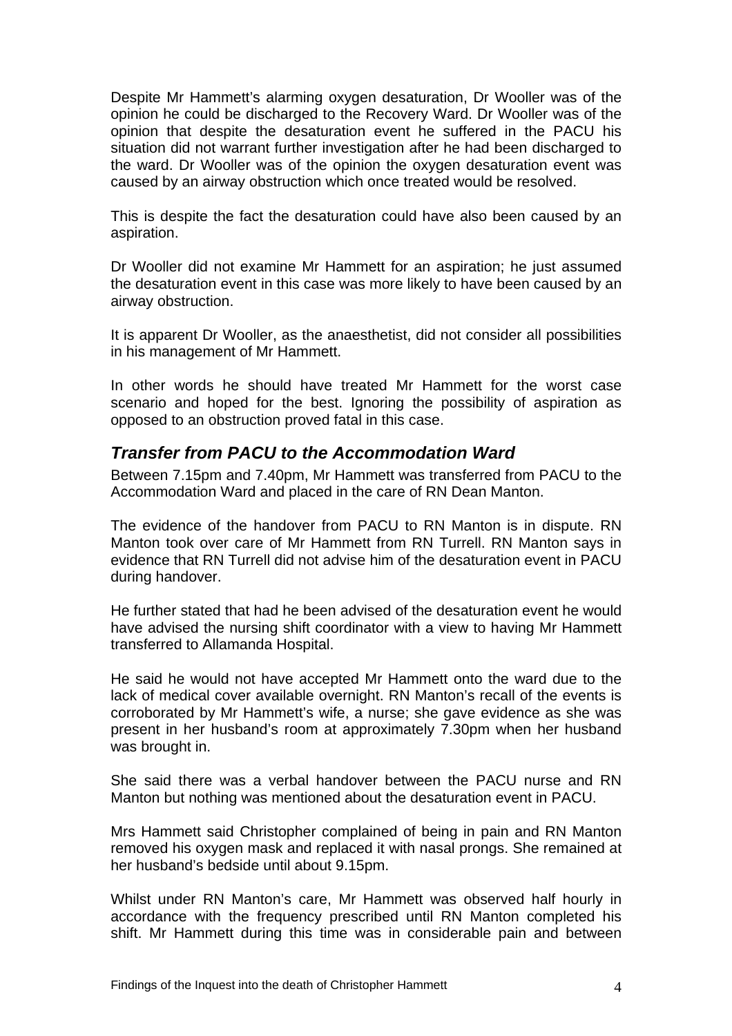Despite Mr Hammett's alarming oxygen desaturation, Dr Wooller was of the opinion he could be discharged to the Recovery Ward. Dr Wooller was of the opinion that despite the desaturation event he suffered in the PACU his situation did not warrant further investigation after he had been discharged to the ward. Dr Wooller was of the opinion the oxygen desaturation event was caused by an airway obstruction which once treated would be resolved.

This is despite the fact the desaturation could have also been caused by an aspiration.

Dr Wooller did not examine Mr Hammett for an aspiration; he just assumed the desaturation event in this case was more likely to have been caused by an airway obstruction.

It is apparent Dr Wooller, as the anaesthetist, did not consider all possibilities in his management of Mr Hammett.

In other words he should have treated Mr Hammett for the worst case scenario and hoped for the best. Ignoring the possibility of aspiration as opposed to an obstruction proved fatal in this case.

## *Transfer from PACU to the Accommodation Ward*

Between 7.15pm and 7.40pm, Mr Hammett was transferred from PACU to the Accommodation Ward and placed in the care of RN Dean Manton.

The evidence of the handover from PACU to RN Manton is in dispute. RN Manton took over care of Mr Hammett from RN Turrell. RN Manton says in evidence that RN Turrell did not advise him of the desaturation event in PACU during handover.

He further stated that had he been advised of the desaturation event he would have advised the nursing shift coordinator with a view to having Mr Hammett transferred to Allamanda Hospital.

He said he would not have accepted Mr Hammett onto the ward due to the lack of medical cover available overnight. RN Manton's recall of the events is corroborated by Mr Hammett's wife, a nurse; she gave evidence as she was present in her husband's room at approximately 7.30pm when her husband was brought in.

She said there was a verbal handover between the PACU nurse and RN Manton but nothing was mentioned about the desaturation event in PACU.

Mrs Hammett said Christopher complained of being in pain and RN Manton removed his oxygen mask and replaced it with nasal prongs. She remained at her husband's bedside until about 9.15pm.

Whilst under RN Manton's care, Mr Hammett was observed half hourly in accordance with the frequency prescribed until RN Manton completed his shift. Mr Hammett during this time was in considerable pain and between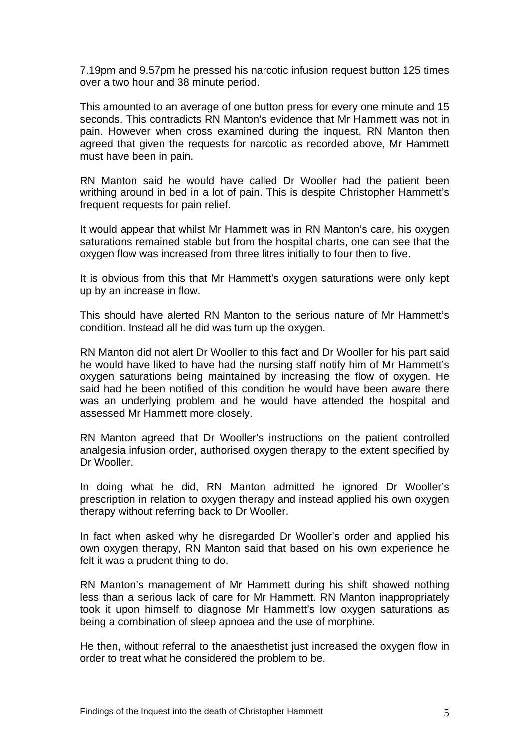7.19pm and 9.57pm he pressed his narcotic infusion request button 125 times over a two hour and 38 minute period.

This amounted to an average of one button press for every one minute and 15 seconds. This contradicts RN Manton's evidence that Mr Hammett was not in pain. However when cross examined during the inquest, RN Manton then agreed that given the requests for narcotic as recorded above, Mr Hammett must have been in pain.

RN Manton said he would have called Dr Wooller had the patient been writhing around in bed in a lot of pain. This is despite Christopher Hammett's frequent requests for pain relief.

It would appear that whilst Mr Hammett was in RN Manton's care, his oxygen saturations remained stable but from the hospital charts, one can see that the oxygen flow was increased from three litres initially to four then to five.

It is obvious from this that Mr Hammett's oxygen saturations were only kept up by an increase in flow.

This should have alerted RN Manton to the serious nature of Mr Hammett's condition. Instead all he did was turn up the oxygen.

RN Manton did not alert Dr Wooller to this fact and Dr Wooller for his part said he would have liked to have had the nursing staff notify him of Mr Hammett's oxygen saturations being maintained by increasing the flow of oxygen. He said had he been notified of this condition he would have been aware there was an underlying problem and he would have attended the hospital and assessed Mr Hammett more closely.

RN Manton agreed that Dr Wooller's instructions on the patient controlled analgesia infusion order, authorised oxygen therapy to the extent specified by Dr Wooller.

In doing what he did, RN Manton admitted he ignored Dr Wooller's prescription in relation to oxygen therapy and instead applied his own oxygen therapy without referring back to Dr Wooller.

In fact when asked why he disregarded Dr Wooller's order and applied his own oxygen therapy, RN Manton said that based on his own experience he felt it was a prudent thing to do.

RN Manton's management of Mr Hammett during his shift showed nothing less than a serious lack of care for Mr Hammett. RN Manton inappropriately took it upon himself to diagnose Mr Hammett's low oxygen saturations as being a combination of sleep apnoea and the use of morphine.

He then, without referral to the anaesthetist just increased the oxygen flow in order to treat what he considered the problem to be.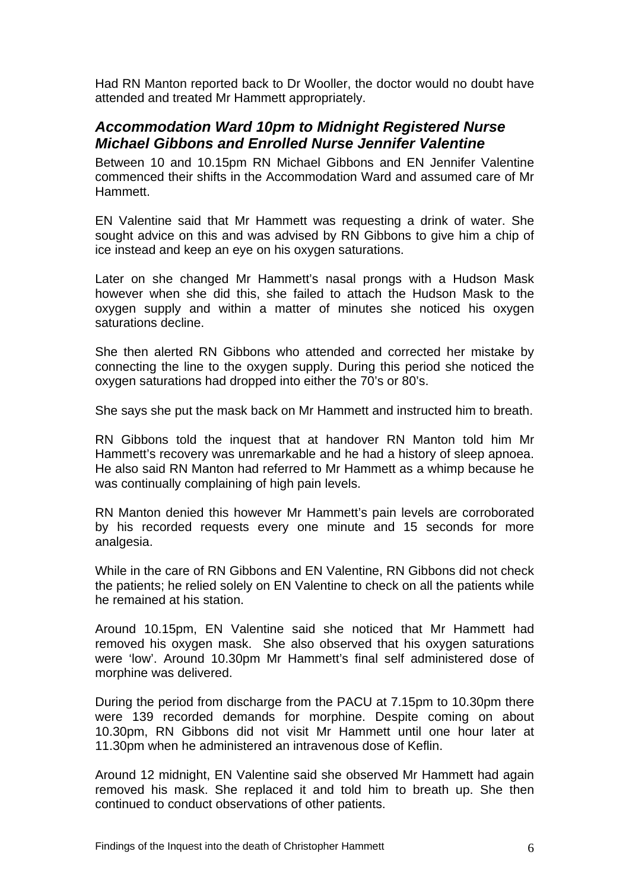Had RN Manton reported back to Dr Wooller, the doctor would no doubt have attended and treated Mr Hammett appropriately.

## *Accommodation Ward 10pm to Midnight Registered Nurse Michael Gibbons and Enrolled Nurse Jennifer Valentine*

Between 10 and 10.15pm RN Michael Gibbons and EN Jennifer Valentine commenced their shifts in the Accommodation Ward and assumed care of Mr Hammett.

EN Valentine said that Mr Hammett was requesting a drink of water. She sought advice on this and was advised by RN Gibbons to give him a chip of ice instead and keep an eye on his oxygen saturations.

Later on she changed Mr Hammett's nasal prongs with a Hudson Mask however when she did this, she failed to attach the Hudson Mask to the oxygen supply and within a matter of minutes she noticed his oxygen saturations decline.

She then alerted RN Gibbons who attended and corrected her mistake by connecting the line to the oxygen supply. During this period she noticed the oxygen saturations had dropped into either the 70's or 80's.

She says she put the mask back on Mr Hammett and instructed him to breath.

RN Gibbons told the inquest that at handover RN Manton told him Mr Hammett's recovery was unremarkable and he had a history of sleep apnoea. He also said RN Manton had referred to Mr Hammett as a whimp because he was continually complaining of high pain levels.

RN Manton denied this however Mr Hammett's pain levels are corroborated by his recorded requests every one minute and 15 seconds for more analgesia.

While in the care of RN Gibbons and EN Valentine, RN Gibbons did not check the patients; he relied solely on EN Valentine to check on all the patients while he remained at his station.

Around 10.15pm, EN Valentine said she noticed that Mr Hammett had removed his oxygen mask. She also observed that his oxygen saturations were 'low'. Around 10.30pm Mr Hammett's final self administered dose of morphine was delivered.

During the period from discharge from the PACU at 7.15pm to 10.30pm there were 139 recorded demands for morphine. Despite coming on about 10.30pm, RN Gibbons did not visit Mr Hammett until one hour later at 11.30pm when he administered an intravenous dose of Keflin.

Around 12 midnight, EN Valentine said she observed Mr Hammett had again removed his mask. She replaced it and told him to breath up. She then continued to conduct observations of other patients.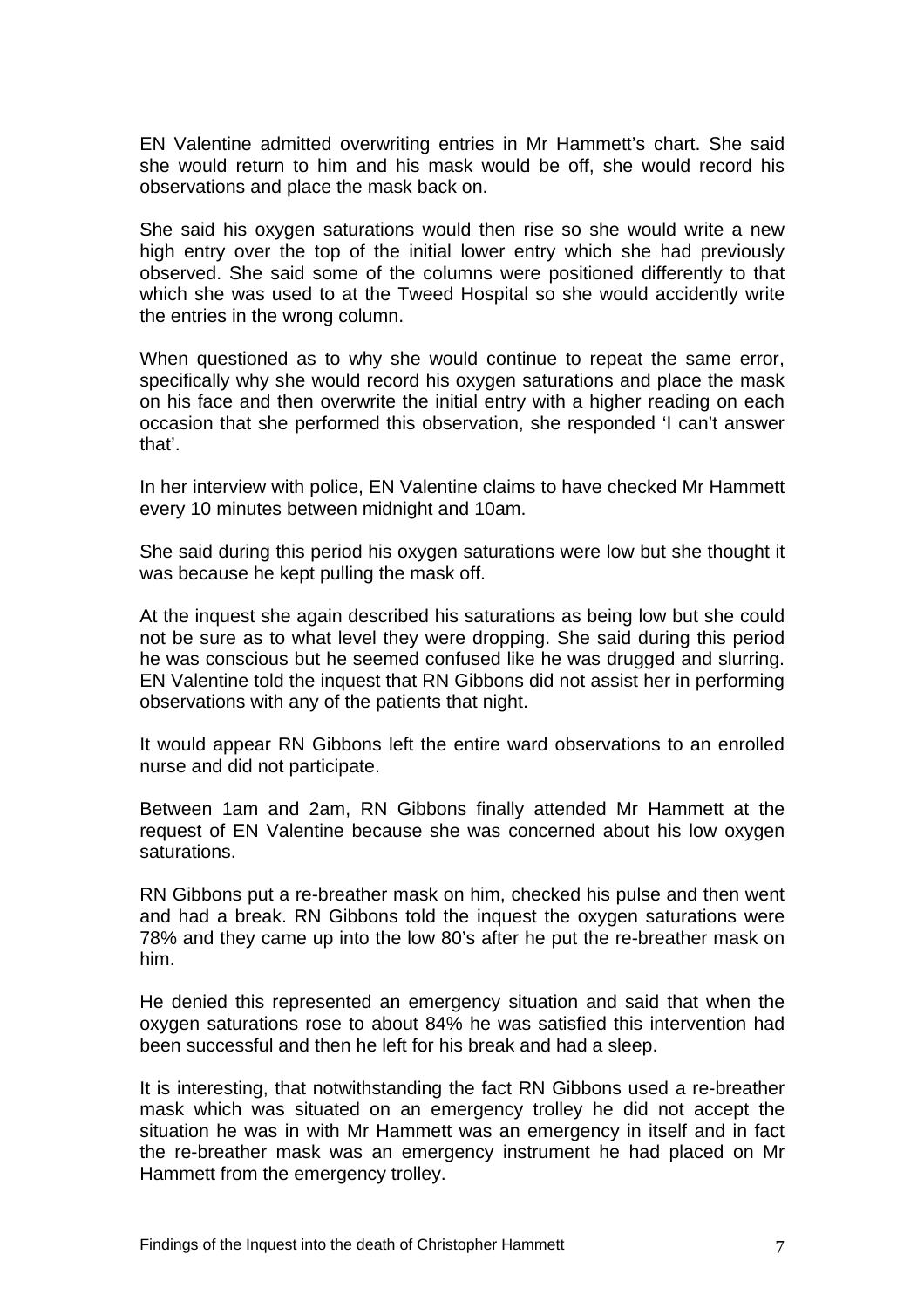EN Valentine admitted overwriting entries in Mr Hammett's chart. She said she would return to him and his mask would be off, she would record his observations and place the mask back on.

She said his oxygen saturations would then rise so she would write a new high entry over the top of the initial lower entry which she had previously observed. She said some of the columns were positioned differently to that which she was used to at the Tweed Hospital so she would accidently write the entries in the wrong column.

When questioned as to why she would continue to repeat the same error, specifically why she would record his oxygen saturations and place the mask on his face and then overwrite the initial entry with a higher reading on each occasion that she performed this observation, she responded 'I can't answer that'.

In her interview with police, EN Valentine claims to have checked Mr Hammett every 10 minutes between midnight and 10am.

She said during this period his oxygen saturations were low but she thought it was because he kept pulling the mask off.

At the inquest she again described his saturations as being low but she could not be sure as to what level they were dropping. She said during this period he was conscious but he seemed confused like he was drugged and slurring. EN Valentine told the inquest that RN Gibbons did not assist her in performing observations with any of the patients that night.

It would appear RN Gibbons left the entire ward observations to an enrolled nurse and did not participate.

Between 1am and 2am, RN Gibbons finally attended Mr Hammett at the request of EN Valentine because she was concerned about his low oxygen saturations.

RN Gibbons put a re-breather mask on him, checked his pulse and then went and had a break. RN Gibbons told the inquest the oxygen saturations were 78% and they came up into the low 80's after he put the re-breather mask on him.

He denied this represented an emergency situation and said that when the oxygen saturations rose to about 84% he was satisfied this intervention had been successful and then he left for his break and had a sleep.

It is interesting, that notwithstanding the fact RN Gibbons used a re-breather mask which was situated on an emergency trolley he did not accept the situation he was in with Mr Hammett was an emergency in itself and in fact the re-breather mask was an emergency instrument he had placed on Mr Hammett from the emergency trolley.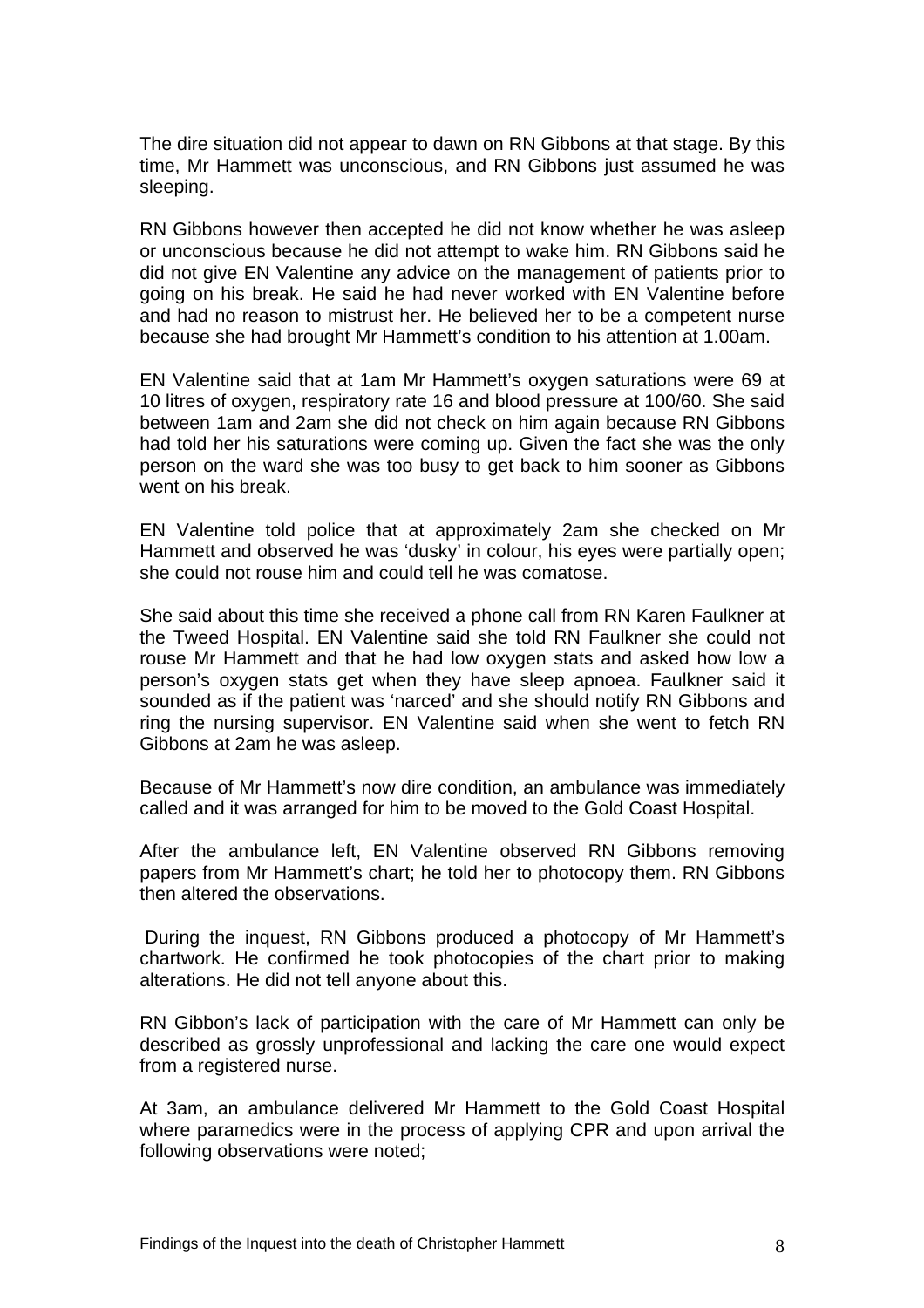The dire situation did not appear to dawn on RN Gibbons at that stage. By this time, Mr Hammett was unconscious, and RN Gibbons just assumed he was sleeping.

RN Gibbons however then accepted he did not know whether he was asleep or unconscious because he did not attempt to wake him. RN Gibbons said he did not give EN Valentine any advice on the management of patients prior to going on his break. He said he had never worked with EN Valentine before and had no reason to mistrust her. He believed her to be a competent nurse because she had brought Mr Hammett's condition to his attention at 1.00am.

EN Valentine said that at 1am Mr Hammett's oxygen saturations were 69 at 10 litres of oxygen, respiratory rate 16 and blood pressure at 100/60. She said between 1am and 2am she did not check on him again because RN Gibbons had told her his saturations were coming up. Given the fact she was the only person on the ward she was too busy to get back to him sooner as Gibbons went on his break.

EN Valentine told police that at approximately 2am she checked on Mr Hammett and observed he was 'dusky' in colour, his eyes were partially open; she could not rouse him and could tell he was comatose.

She said about this time she received a phone call from RN Karen Faulkner at the Tweed Hospital. EN Valentine said she told RN Faulkner she could not rouse Mr Hammett and that he had low oxygen stats and asked how low a person's oxygen stats get when they have sleep apnoea. Faulkner said it sounded as if the patient was 'narced' and she should notify RN Gibbons and ring the nursing supervisor. EN Valentine said when she went to fetch RN Gibbons at 2am he was asleep.

Because of Mr Hammett's now dire condition, an ambulance was immediately called and it was arranged for him to be moved to the Gold Coast Hospital.

After the ambulance left, EN Valentine observed RN Gibbons removing papers from Mr Hammett's chart; he told her to photocopy them. RN Gibbons then altered the observations.

During the inquest, RN Gibbons produced a photocopy of Mr Hammett's chartwork. He confirmed he took photocopies of the chart prior to making alterations. He did not tell anyone about this.

RN Gibbon's lack of participation with the care of Mr Hammett can only be described as grossly unprofessional and lacking the care one would expect from a registered nurse.

At 3am, an ambulance delivered Mr Hammett to the Gold Coast Hospital where paramedics were in the process of applying CPR and upon arrival the following observations were noted;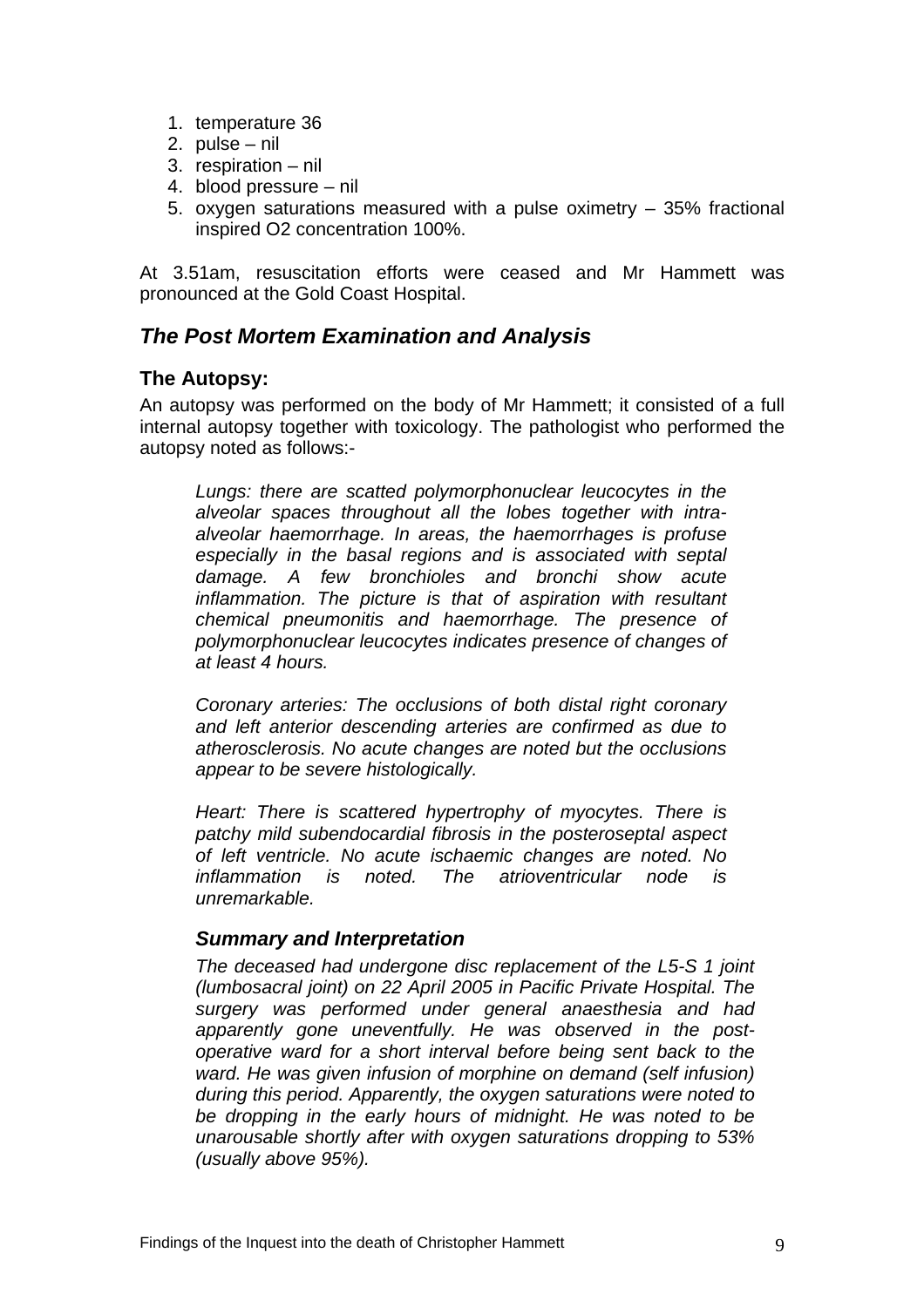1. temperature 36
2. pulse – nil
3. respiration – nil
4. blood pressure – nil
5. oxygen saturations measured with a pulse oximetry – 35% fractional inspired O2 concentration 100%.

At 3.51am, resuscitation efforts were ceased and Mr Hammett was pronounced at the Gold Coast Hospital.

## *The Post Mortem Examination and Analysis*

### The Autopsy:

An autopsy was performed on the body of Mr Hammett; it consisted of a full internal autopsy together with toxicology. The pathologist who performed the autopsy noted as follows:-

> *Lungs: there are scatted polymorphonuclear leucocytes in the alveolar spaces throughout all the lobes together with intra-alveolar haemorrhage. In areas, the haemorrhages is profuse especially in the basal regions and is associated with septal damage. A few bronchioles and bronchi show acute inflammation. The picture is that of aspiration with resultant chemical pneumonitis and haemorrhage. The presence of polymorphonuclear leucocytes indicates presence of changes of at least 4 hours.*
>
> *Coronary arteries: The occlusions of both distal right coronary and left anterior descending arteries are confirmed as due to atherosclerosis. No acute changes are noted but the occlusions appear to be severe histologically.*
>
> *Heart: There is scattered hypertrophy of myocytes. There is patchy mild subendocardial fibrosis in the posteroseptal aspect of left ventricle. No acute ischaemic changes are noted. No inflammation is noted. The atrioventricular node is unremarkable.*

### *Summary and Interpretation*

> *The deceased had undergone disc replacement of the L5-S 1 joint (lumbosacral joint) on 22 April 2005 in Pacific Private Hospital. The surgery was performed under general anaesthesia and had apparently gone uneventfully. He was observed in the post-operative ward for a short interval before being sent back to the ward. He was given infusion of morphine on demand (self infusion) during this period. Apparently, the oxygen saturations were noted to be dropping in the early hours of midnight. He was noted to be unarousable shortly after with oxygen saturations dropping to 53% (usually above 95%).*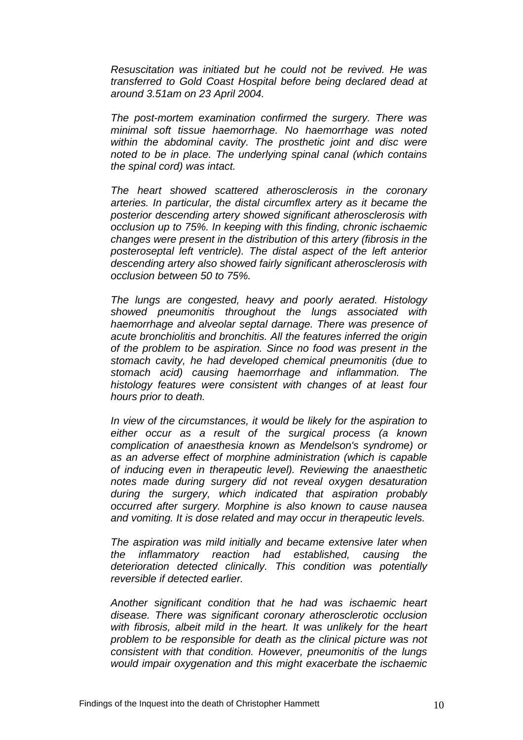*Resuscitation was initiated but he could not be revived. He was transferred to Gold Coast Hospital before being declared dead at around 3.51am on 23 April 2004.*

*The post-mortem examination confirmed the surgery. There was minimal soft tissue haemorrhage. No haemorrhage was noted within the abdominal cavity. The prosthetic joint and disc were noted to be in place. The underlying spinal canal (which contains the spinal cord) was intact.*

*The heart showed scattered atherosclerosis in the coronary arteries. In particular, the distal circumflex artery as it became the posterior descending artery showed significant atherosclerosis with occlusion up to 75%. In keeping with this finding, chronic ischaemic changes were present in the distribution of this artery (fibrosis in the posteroseptal left ventricle). The distal aspect of the left anterior descending artery also showed fairly significant atherosclerosis with occlusion between 50 to 75%.*

*The lungs are congested, heavy and poorly aerated. Histology showed pneumonitis throughout the lungs associated with haemorrhage and alveolar septal darnage. There was presence of acute bronchiolitis and bronchitis. All the features inferred the origin of the problem to be aspiration. Since no food was present in the stomach cavity, he had developed chemical pneumonitis (due to stomach acid) causing haemorrhage and inflammation. The histology features were consistent with changes of at least four hours prior to death.*

*In view of the circumstances, it would be likely for the aspiration to either occur as a result of the surgical process (a known complication of anaesthesia known as Mendelson's syndrome) or as an adverse effect of morphine administration (which is capable of inducing even in therapeutic level). Reviewing the anaesthetic notes made during surgery did not reveal oxygen desaturation during the surgery, which indicated that aspiration probably occurred after surgery. Morphine is also known to cause nausea and vomiting. It is dose related and may occur in therapeutic levels.*

*The aspiration was mild initially and became extensive later when the inflammatory reaction had established, causing the deterioration detected clinically. This condition was potentially reversible if detected earlier.*

*Another significant condition that he had was ischaemic heart disease. There was significant coronary atherosclerotic occlusion with fibrosis, albeit mild in the heart. It was unlikely for the heart problem to be responsible for death as the clinical picture was not consistent with that condition. However, pneumonitis of the lungs would impair oxygenation and this might exacerbate the ischaemic*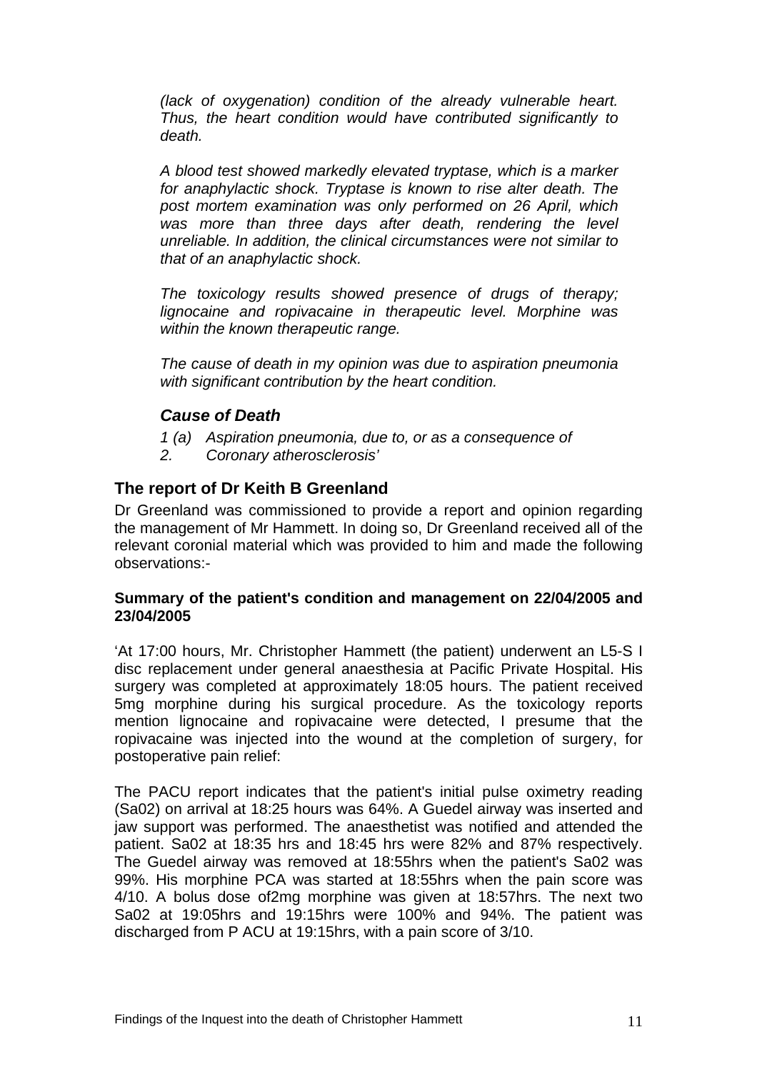*(lack of oxygenation) condition of the already vulnerable heart. Thus, the heart condition would have contributed significantly to death.*

*A blood test showed markedly elevated tryptase, which is a marker for anaphylactic shock. Tryptase is known to rise alter death. The post mortem examination was only performed on 26 April, which was more than three days after death, rendering the level unreliable. In addition, the clinical circumstances were not similar to that of an anaphylactic shock.*

*The toxicology results showed presence of drugs of therapy; lignocaine and ropivacaine in therapeutic level. Morphine was within the known therapeutic range.*

*The cause of death in my opinion was due to aspiration pneumonia with significant contribution by the heart condition.*

### *Cause of Death*

*1 (a) Aspiration pneumonia, due to, or as a consequence of*
*2. Coronary atherosclerosis'*

## The report of Dr Keith B Greenland

Dr Greenland was commissioned to provide a report and opinion regarding the management of Mr Hammett. In doing so, Dr Greenland received all of the relevant coronial material which was provided to him and made the following observations:-

**Summary of the patient's condition and management on 22/04/2005 and 23/04/2005**

'At 17:00 hours, Mr. Christopher Hammett (the patient) underwent an L5-S I disc replacement under general anaesthesia at Pacific Private Hospital. His surgery was completed at approximately 18:05 hours. The patient received 5mg morphine during his surgical procedure. As the toxicology reports mention lignocaine and ropivacaine were detected, I presume that the ropivacaine was injected into the wound at the completion of surgery, for postoperative pain relief:

The PACU report indicates that the patient's initial pulse oximetry reading (Sa02) on arrival at 18:25 hours was 64%. A Guedel airway was inserted and jaw support was performed. The anaesthetist was notified and attended the patient. Sa02 at 18:35 hrs and 18:45 hrs were 82% and 87% respectively. The Guedel airway was removed at 18:55hrs when the patient's Sa02 was 99%. His morphine PCA was started at 18:55hrs when the pain score was 4/10. A bolus dose of2mg morphine was given at 18:57hrs. The next two Sa02 at 19:05hrs and 19:15hrs were 100% and 94%. The patient was discharged from P ACU at 19:15hrs, with a pain score of 3/10.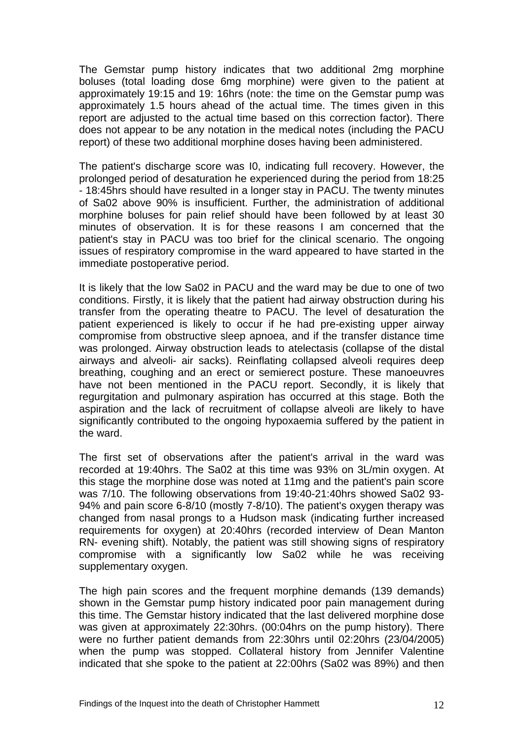The Gemstar pump history indicates that two additional 2mg morphine boluses (total loading dose 6mg morphine) were given to the patient at approximately 19:15 and 19: 16hrs (note: the time on the Gemstar pump was approximately 1.5 hours ahead of the actual time. The times given in this report are adjusted to the actual time based on this correction factor). There does not appear to be any notation in the medical notes (including the PACU report) of these two additional morphine doses having been administered.

The patient's discharge score was I0, indicating full recovery. However, the prolonged period of desaturation he experienced during the period from 18:25 - 18:45hrs should have resulted in a longer stay in PACU. The twenty minutes of Sa02 above 90% is insufficient. Further, the administration of additional morphine boluses for pain relief should have been followed by at least 30 minutes of observation. It is for these reasons I am concerned that the patient's stay in PACU was too brief for the clinical scenario. The ongoing issues of respiratory compromise in the ward appeared to have started in the immediate postoperative period.

It is likely that the low Sa02 in PACU and the ward may be due to one of two conditions. Firstly, it is likely that the patient had airway obstruction during his transfer from the operating theatre to PACU. The level of desaturation the patient experienced is likely to occur if he had pre-existing upper airway compromise from obstructive sleep apnoea, and if the transfer distance time was prolonged. Airway obstruction leads to atelectasis (collapse of the distal airways and alveoli- air sacks). Reinflating collapsed alveoli requires deep breathing, coughing and an erect or semierect posture. These manoeuvres have not been mentioned in the PACU report. Secondly, it is likely that regurgitation and pulmonary aspiration has occurred at this stage. Both the aspiration and the lack of recruitment of collapse alveoli are likely to have significantly contributed to the ongoing hypoxaemia suffered by the patient in the ward.

The first set of observations after the patient's arrival in the ward was recorded at 19:40hrs. The Sa02 at this time was 93% on 3L/min oxygen. At this stage the morphine dose was noted at 11mg and the patient's pain score was 7/10. The following observations from 19:40-21:40hrs showed Sa02 93-94% and pain score 6-8/10 (mostly 7-8/10). The patient's oxygen therapy was changed from nasal prongs to a Hudson mask (indicating further increased requirements for oxygen) at 20:40hrs (recorded interview of Dean Manton RN- evening shift). Notably, the patient was still showing signs of respiratory compromise with a significantly low Sa02 while he was receiving supplementary oxygen.

The high pain scores and the frequent morphine demands (139 demands) shown in the Gemstar pump history indicated poor pain management during this time. The Gemstar history indicated that the last delivered morphine dose was given at approximately 22:30hrs. (00:04hrs on the pump history). There were no further patient demands from 22:30hrs until 02:20hrs (23/04/2005) when the pump was stopped. Collateral history from Jennifer Valentine indicated that she spoke to the patient at 22:00hrs (Sa02 was 89%) and then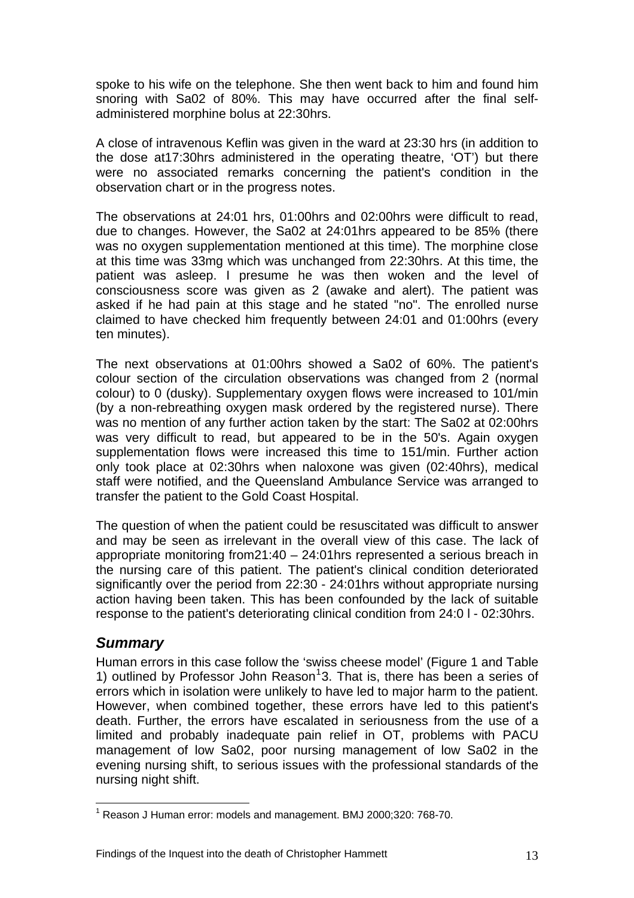spoke to his wife on the telephone. She then went back to him and found him snoring with Sa02 of 80%. This may have occurred after the final self-administered morphine bolus at 22:30hrs.

A close of intravenous Keflin was given in the ward at 23:30 hrs (in addition to the dose at17:30hrs administered in the operating theatre, 'OT') but there were no associated remarks concerning the patient's condition in the observation chart or in the progress notes.

The observations at 24:01 hrs, 01:00hrs and 02:00hrs were difficult to read, due to changes. However, the Sa02 at 24:01hrs appeared to be 85% (there was no oxygen supplementation mentioned at this time). The morphine close at this time was 33mg which was unchanged from 22:30hrs. At this time, the patient was asleep. I presume he was then woken and the level of consciousness score was given as 2 (awake and alert). The patient was asked if he had pain at this stage and he stated "no". The enrolled nurse claimed to have checked him frequently between 24:01 and 01:00hrs (every ten minutes).

The next observations at 01:00hrs showed a Sa02 of 60%. The patient's colour section of the circulation observations was changed from 2 (normal colour) to 0 (dusky). Supplementary oxygen flows were increased to 101/min (by a non-rebreathing oxygen mask ordered by the registered nurse). There was no mention of any further action taken by the start: The Sa02 at 02:00hrs was very difficult to read, but appeared to be in the 50's. Again oxygen supplementation flows were increased this time to 151/min. Further action only took place at 02:30hrs when naloxone was given (02:40hrs), medical staff were notified, and the Queensland Ambulance Service was arranged to transfer the patient to the Gold Coast Hospital.

The question of when the patient could be resuscitated was difficult to answer and may be seen as irrelevant in the overall view of this case. The lack of appropriate monitoring from21:40 – 24:01hrs represented a serious breach in the nursing care of this patient. The patient's clinical condition deteriorated significantly over the period from 22:30 - 24:01hrs without appropriate nursing action having been taken. This has been confounded by the lack of suitable response to the patient's deteriorating clinical condition from 24:0 l - 02:30hrs.

## *Summary*

Human errors in this case follow the 'swiss cheese model' (Figure 1 and Table 1) outlined by Professor John Reason[1]3. That is, there has been a series of errors which in isolation were unlikely to have led to major harm to the patient. However, when combined together, these errors have led to this patient's death. Further, the errors have escalated in seriousness from the use of a limited and probably inadequate pain relief in OT, problems with PACU management of low Sa02, poor nursing management of low Sa02 in the evening nursing shift, to serious issues with the professional standards of the nursing night shift.

---

[1] Reason J Human error: models and management. BMJ 2000;320: 768-70.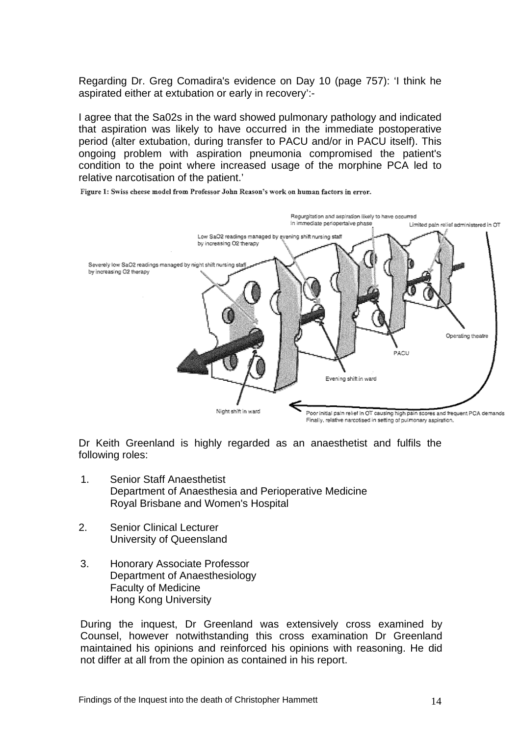Regarding Dr. Greg Comadira's evidence on Day 10 (page 757): 'I think he aspirated either at extubation or early in recovery':-

I agree that the Sa02s in the ward showed pulmonary pathology and indicated that aspiration was likely to have occurred in the immediate postoperative period (alter extubation, during transfer to PACU and/or in PACU itself). This ongoing problem with aspiration pneumonia compromised the patient's condition to the point where increased usage of the morphine PCA led to relative narcotisation of the patient.'

**Figure 1: Swiss cheese model from Professor John Reason's work on human factors in error.**

Dr Keith Greenland is highly regarded as an anaesthetist and fulfils the following roles:

1. Senior Staff Anaesthetist
   Department of Anaesthesia and Perioperative Medicine
   Royal Brisbane and Women's Hospital

2. Senior Clinical Lecturer
   University of Queensland

3. Honorary Associate Professor
   Department of Anaesthesiology
   Faculty of Medicine
   Hong Kong University

During the inquest, Dr Greenland was extensively cross examined by Counsel, however notwithstanding this cross examination Dr Greenland maintained his opinions and reinforced his opinions with reasoning. He did not differ at all from the opinion as contained in his report.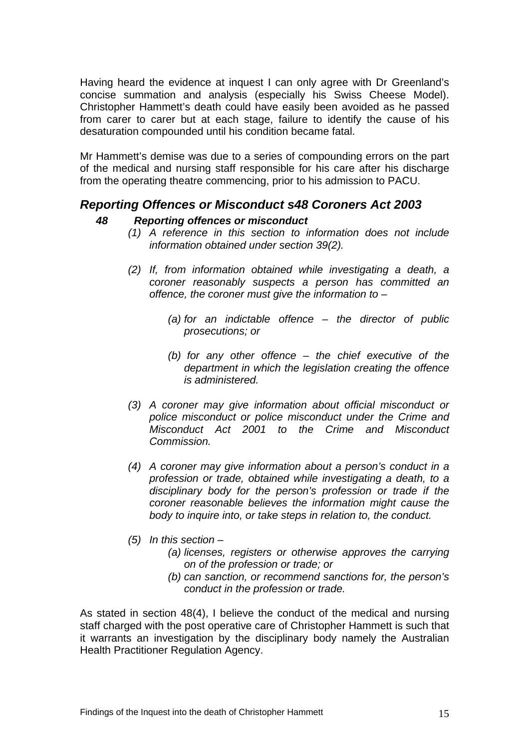Having heard the evidence at inquest I can only agree with Dr Greenland's concise summation and analysis (especially his Swiss Cheese Model). Christopher Hammett's death could have easily been avoided as he passed from carer to carer but at each stage, failure to identify the cause of his desaturation compounded until his condition became fatal.

Mr Hammett's demise was due to a series of compounding errors on the part of the medical and nursing staff responsible for his care after his discharge from the operating theatre commencing, prior to his admission to PACU.

## *Reporting Offences or Misconduct s48 Coroners Act 2003*

***48 Reporting offences or misconduct***

*(1) A reference in this section to information does not include information obtained under section 39(2).*

*(2) If, from information obtained while investigating a death, a coroner reasonably suspects a person has committed an offence, the coroner must give the information to –*

*(a) for an indictable offence – the director of public prosecutions; or*

*(b) for any other offence – the chief executive of the department in which the legislation creating the offence is administered.*

*(3) A coroner may give information about official misconduct or police misconduct or police misconduct under the Crime and Misconduct Act 2001 to the Crime and Misconduct Commission.*

*(4) A coroner may give information about a person's conduct in a profession or trade, obtained while investigating a death, to a disciplinary body for the person's profession or trade if the coroner reasonable believes the information might cause the body to inquire into, or take steps in relation to, the conduct.*

*(5) In this section –*

*(a) licenses, registers or otherwise approves the carrying on of the profession or trade; or*

*(b) can sanction, or recommend sanctions for, the person's conduct in the profession or trade.*

As stated in section 48(4), I believe the conduct of the medical and nursing staff charged with the post operative care of Christopher Hammett is such that it warrants an investigation by the disciplinary body namely the Australian Health Practitioner Regulation Agency.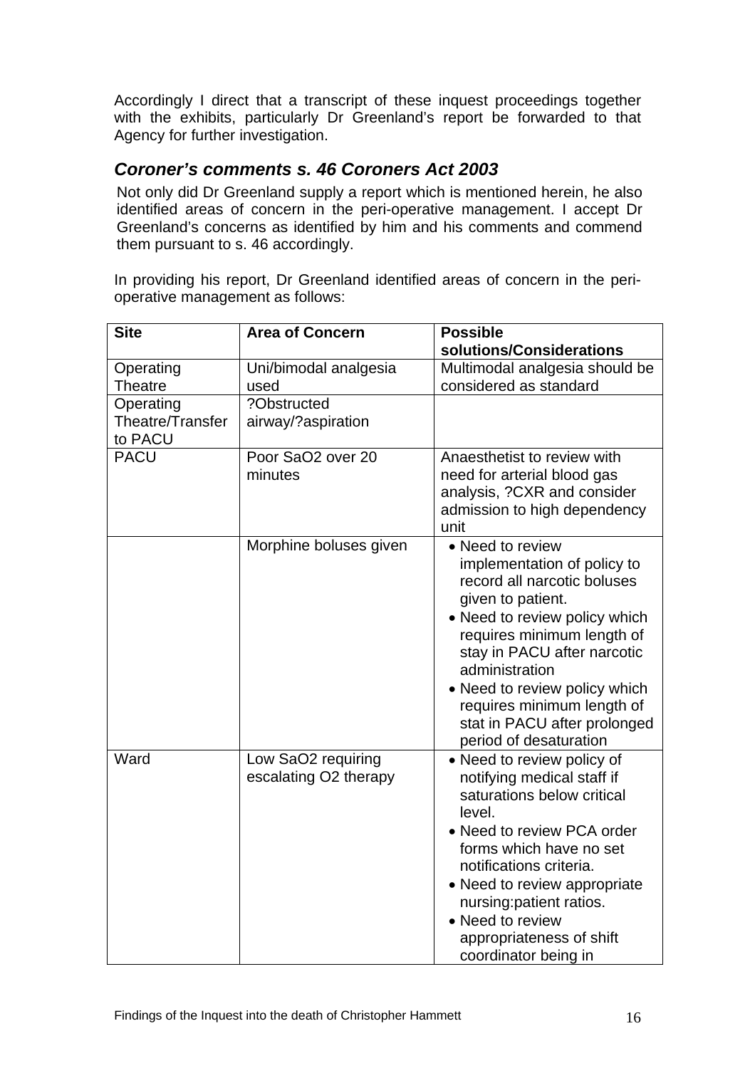Accordingly I direct that a transcript of these inquest proceedings together with the exhibits, particularly Dr Greenland's report be forwarded to that Agency for further investigation.

## *Coroner's comments s. 46 Coroners Act 2003*

Not only did Dr Greenland supply a report which is mentioned herein, he also identified areas of concern in the peri-operative management. I accept Dr Greenland's concerns as identified by him and his comments and commend them pursuant to s. 46 accordingly.

In providing his report, Dr Greenland identified areas of concern in the peri-operative management as follows:

| Site | Area of Concern | Possible solutions/Considerations |
|---|---|---|
| Operating Theatre | Uni/bimodal analgesia used | Multimodal analgesia should be considered as standard |
| Operating Theatre/Transfer to PACU | ?Obstructed airway/?aspiration | |
| PACU | Poor SaO2 over 20 minutes | Anaesthetist to review with need for arterial blood gas analysis, ?CXR and consider admission to high dependency unit |
| | Morphine boluses given | • Need to review implementation of policy to record all narcotic boluses given to patient.<br>• Need to review policy which requires minimum length of stay in PACU after narcotic administration<br>• Need to review policy which requires minimum length of stat in PACU after prolonged period of desaturation |
| Ward | Low SaO2 requiring escalating O2 therapy | • Need to review policy of notifying medical staff if saturations below critical level.<br>• Need to review PCA order forms which have no set notifications criteria.<br>• Need to review appropriate nursing:patient ratios.<br>• Need to review appropriateness of shift coordinator being in |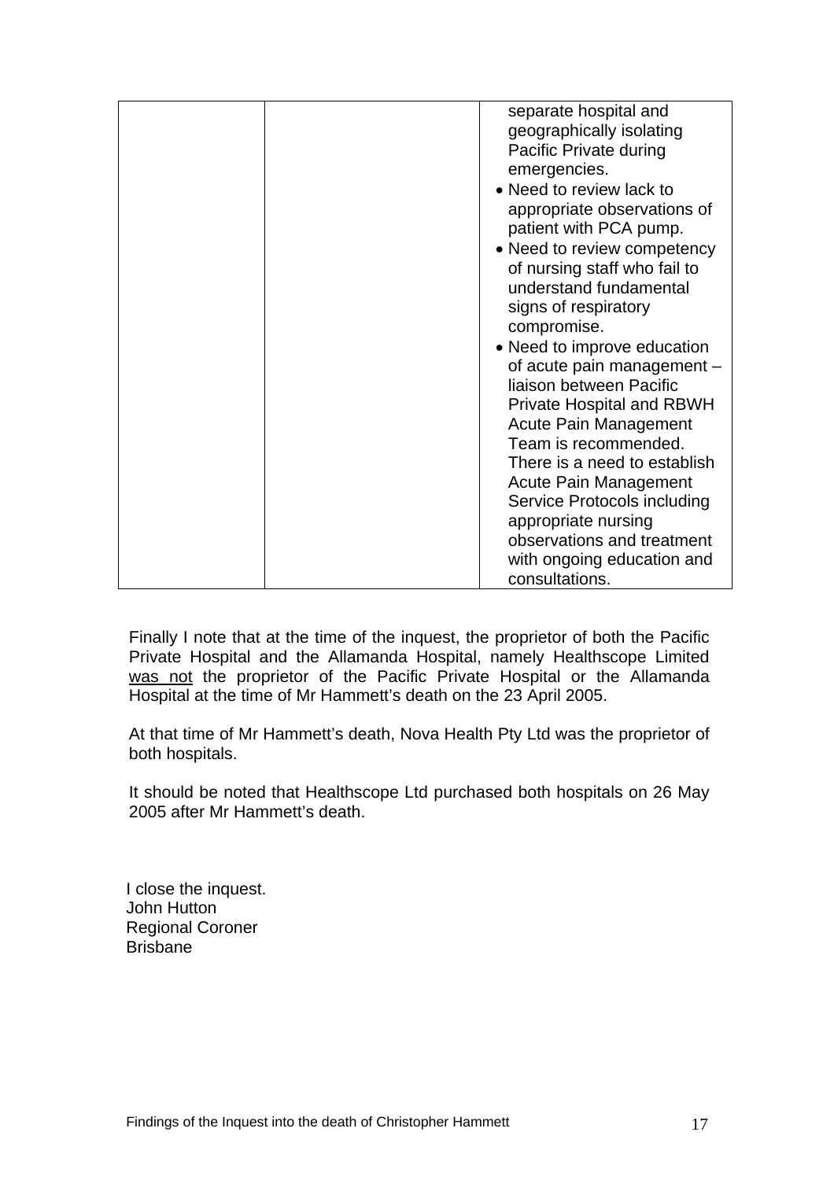| | | |
|---|---|---|
| | | separate hospital and geographically isolating Pacific Private during emergencies.<br>• Need to review lack to appropriate observations of patient with PCA pump.<br>• Need to review competency of nursing staff who fail to understand fundamental signs of respiratory compromise.<br>• Need to improve education of acute pain management – liaison between Pacific Private Hospital and RBWH Acute Pain Management Team is recommended. There is a need to establish Acute Pain Management Service Protocols including appropriate nursing observations and treatment with ongoing education and consultations. |

Finally I note that at the time of the inquest, the proprietor of both the Pacific Private Hospital and the Allamanda Hospital, namely Healthscope Limited was not the proprietor of the Pacific Private Hospital or the Allamanda Hospital at the time of Mr Hammett's death on the 23 April 2005.

At that time of Mr Hammett's death, Nova Health Pty Ltd was the proprietor of both hospitals.

It should be noted that Healthscope Ltd purchased both hospitals on 26 May 2005 after Mr Hammett's death.

I close the inquest.
John Hutton
Regional Coroner
Brisbane